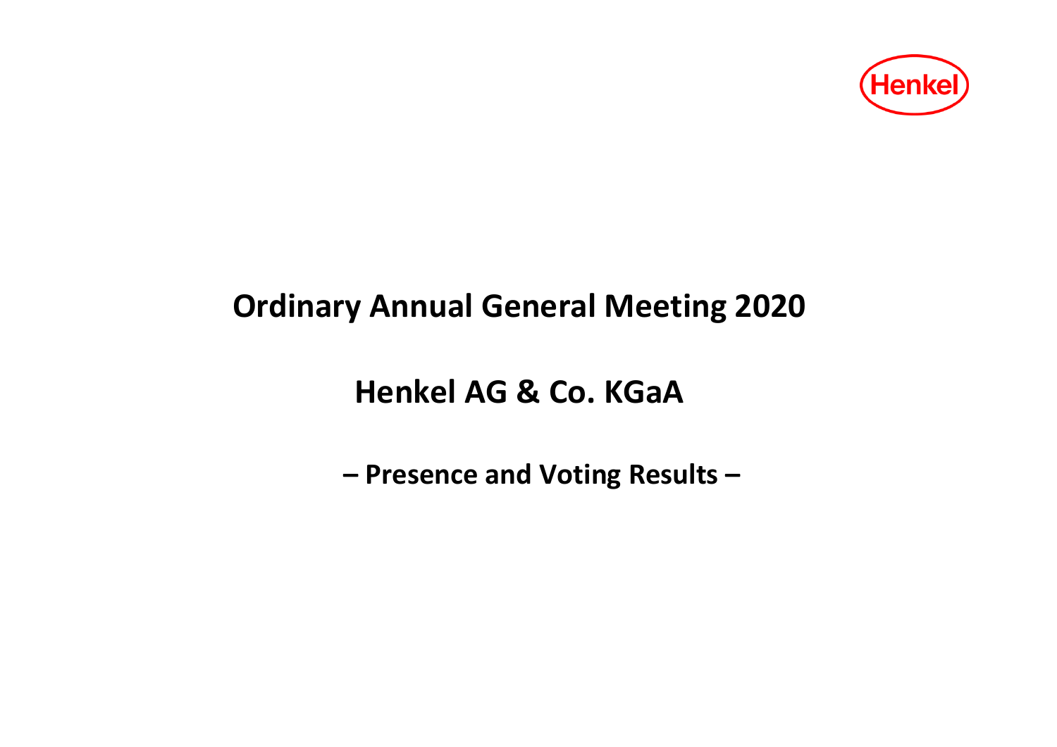Henkel

# Ordinary Annual General Meeting 2020

# Henkel AG & Co. KGaA

## – Presence and Voting Results –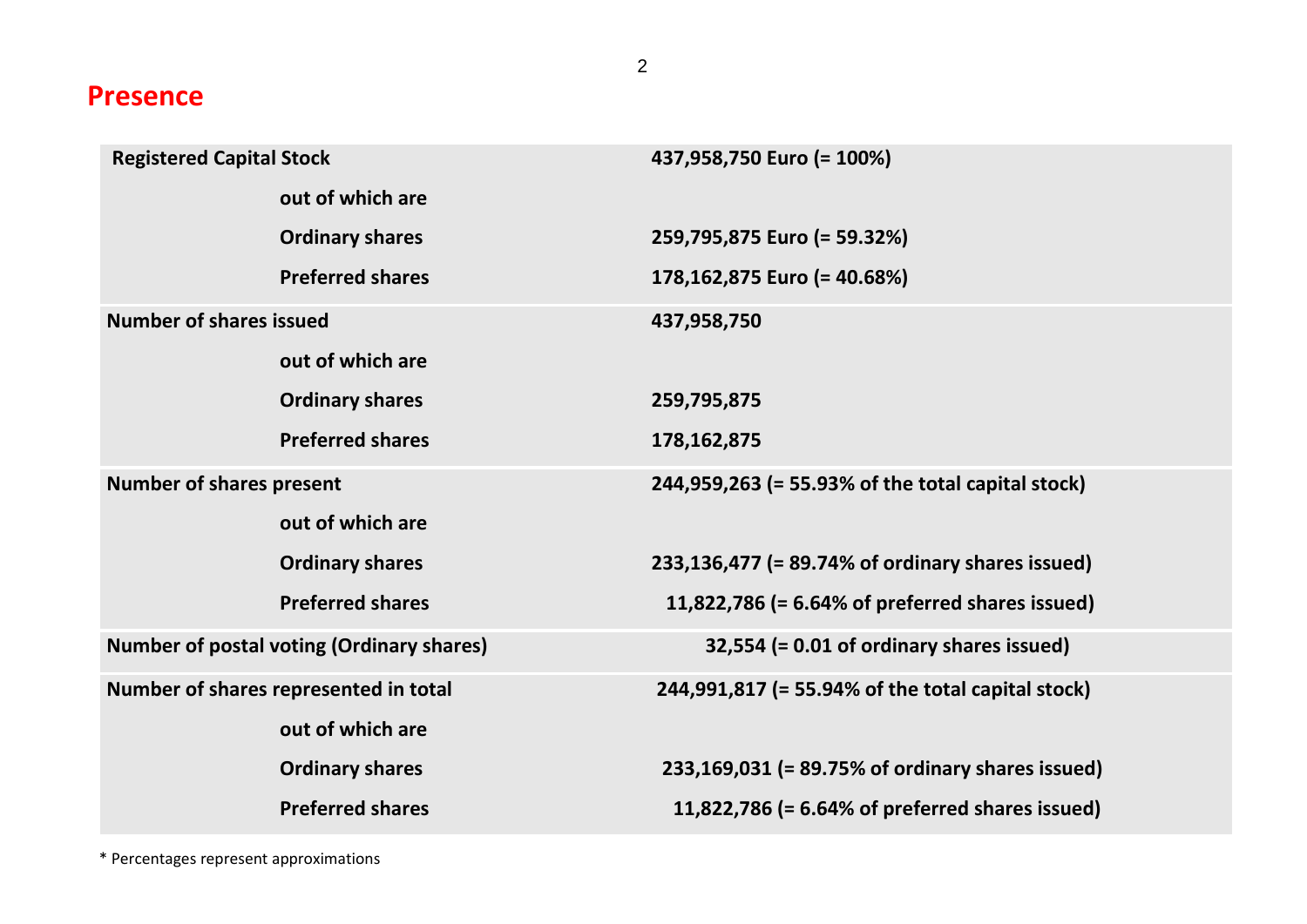# Presence

| | | |
|---|---|---|
| **Registered Capital Stock** | | **437,958,750 Euro (= 100%)** |
| | **out of which are** | |
| | **Ordinary shares** | **259,795,875 Euro (= 59.32%)** |
| | **Preferred shares** | **178,162,875 Euro (= 40.68%)** |
| **Number of shares issued** | | **437,958,750** |
| | **out of which are** | |
| | **Ordinary shares** | **259,795,875** |
| | **Preferred shares** | **178,162,875** |
| **Number of shares present** | | **244,959,263 (= 55.93% of the total capital stock)** |
| | **out of which are** | |
| | **Ordinary shares** | **233,136,477 (= 89.74% of ordinary shares issued)** |
| | **Preferred shares** | **11,822,786 (= 6.64% of preferred shares issued)** |
| **Number of postal voting (Ordinary shares)** | | **32,554 (= 0.01 of ordinary shares issued)** |
| **Number of shares represented in total** | | **244,991,817 (= 55.94% of the total capital stock)** |
| | **out of which are** | |
| | **Ordinary shares** | **233,169,031 (= 89.75% of ordinary shares issued)** |
| | **Preferred shares** | **11,822,786 (= 6.64% of preferred shares issued)** |

* Percentages represent approximations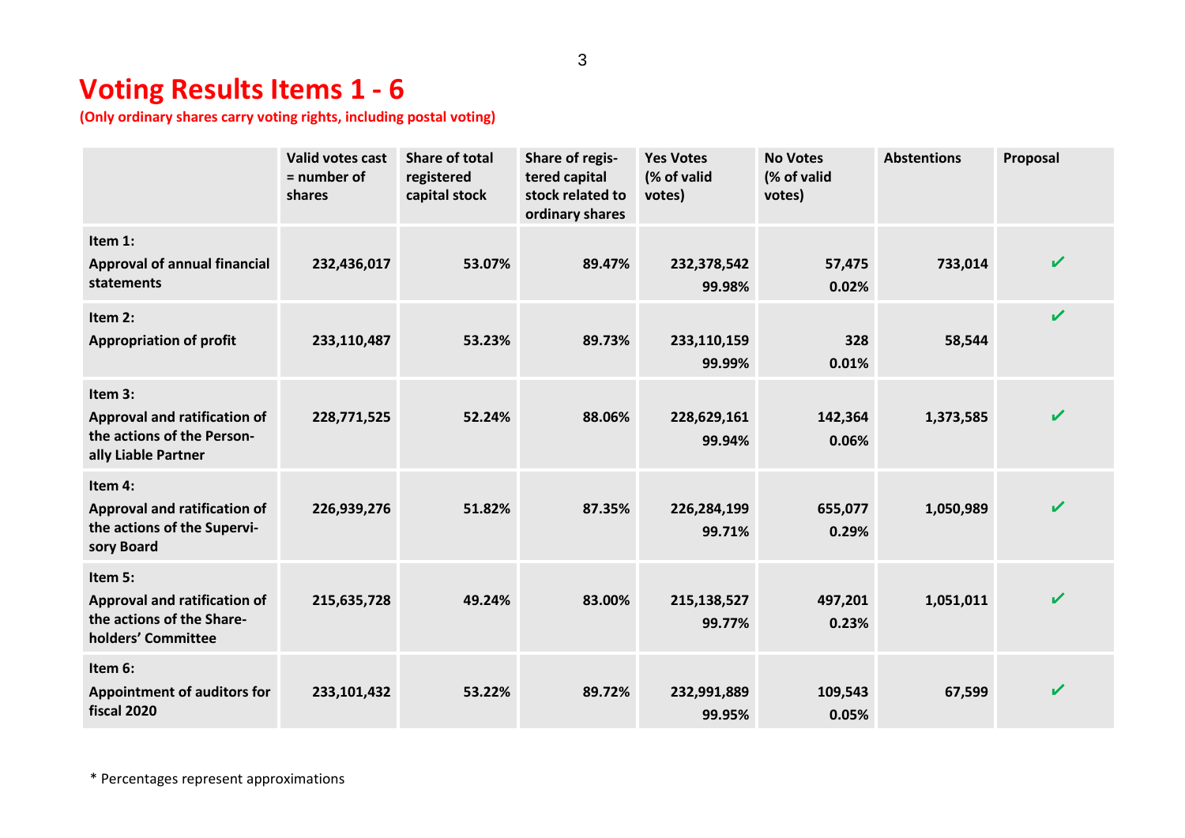# Voting Results Items 1 - 6

**(Only ordinary shares carry voting rights, including postal voting)**

| | Valid votes cast = number of shares | Share of total registered capital stock | Share of registered capital stock related to ordinary shares | Yes Votes (% of valid votes) | No Votes (% of valid votes) | Abstentions | Proposal |
|---|---|---|---|---|---|---|---|
| **Item 1:** Approval of annual financial statements | 232,436,017 | 53.07% | 89.47% | 232,378,542 99.98% | 57,475 0.02% | 733,014 | ✔ |
| **Item 2:** Appropriation of profit | 233,110,487 | 53.23% | 89.73% | 233,110,159 99.99% | 328 0.01% | 58,544 | ✔ |
| **Item 3:** Approval and ratification of the actions of the Personally Liable Partner | 228,771,525 | 52.24% | 88.06% | 228,629,161 99.94% | 142,364 0.06% | 1,373,585 | ✔ |
| **Item 4:** Approval and ratification of the actions of the Supervisory Board | 226,939,276 | 51.82% | 87.35% | 226,284,199 99.71% | 655,077 0.29% | 1,050,989 | ✔ |
| **Item 5:** Approval and ratification of the actions of the Shareholders' Committee | 215,635,728 | 49.24% | 83.00% | 215,138,527 99.77% | 497,201 0.23% | 1,051,011 | ✔ |
| **Item 6:** Appointment of auditors for fiscal 2020 | 233,101,432 | 53.22% | 89.72% | 232,991,889 99.95% | 109,543 0.05% | 67,599 | ✔ |

* Percentages represent approximations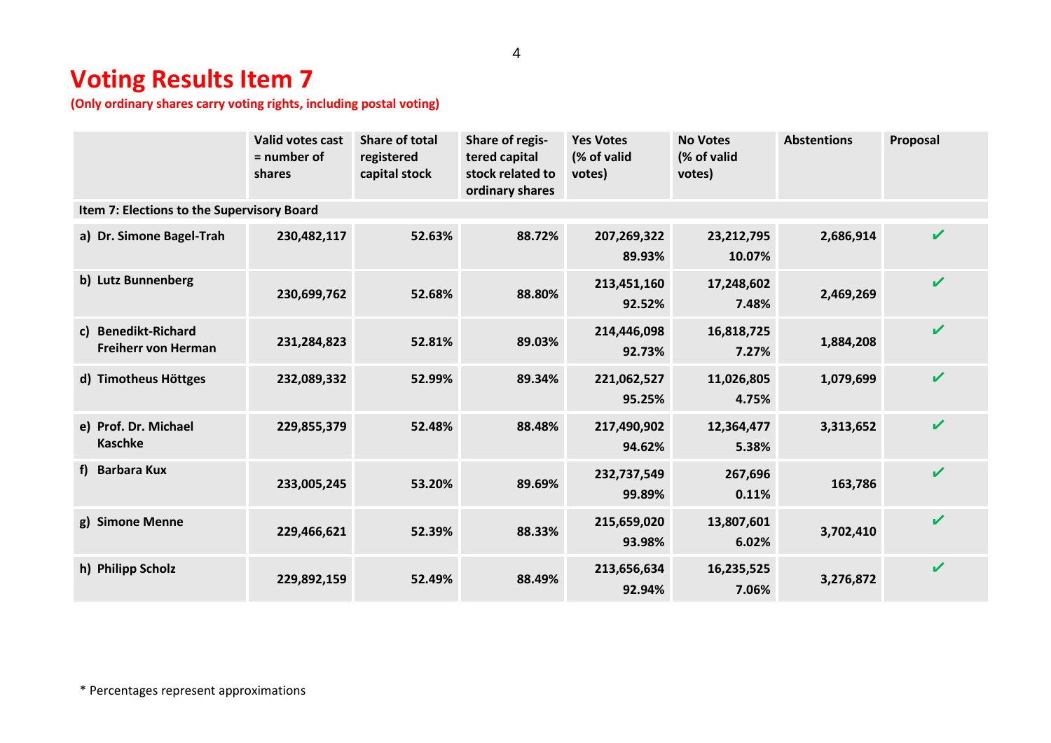# Voting Results Item 7

**(Only ordinary shares carry voting rights, including postal voting)**

| | Valid votes cast = number of shares | Share of total registered capital stock | Share of registered capital stock related to ordinary shares | Yes Votes (% of valid votes) | No Votes (% of valid votes) | Abstentions | Proposal |
|---|---|---|---|---|---|---|---|
| **Item 7: Elections to the Supervisory Board** | | | | | | | |
| **a) Dr. Simone Bagel-Trah** | **230,482,117** | **52.63%** | **88.72%** | **207,269,322** **89.93%** | **23,212,795** **10.07%** | **2,686,914** | ✔ |
| **b) Lutz Bunnenberg** | **230,699,762** | **52.68%** | **88.80%** | **213,451,160** **92.52%** | **17,248,602** **7.48%** | **2,469,269** | ✔ |
| **c) Benedikt-Richard Freiherr von Herman** | **231,284,823** | **52.81%** | **89.03%** | **214,446,098** **92.73%** | **16,818,725** **7.27%** | **1,884,208** | ✔ |
| **d) Timotheus Höttges** | **232,089,332** | **52.99%** | **89.34%** | **221,062,527** **95.25%** | **11,026,805** **4.75%** | **1,079,699** | ✔ |
| **e) Prof. Dr. Michael Kaschke** | **229,855,379** | **52.48%** | **88.48%** | **217,490,902** **94.62%** | **12,364,477** **5.38%** | **3,313,652** | ✔ |
| **f) Barbara Kux** | **233,005,245** | **53.20%** | **89.69%** | **232,737,549** **99.89%** | **267,696** **0.11%** | **163,786** | ✔ |
| **g) Simone Menne** | **229,466,621** | **52.39%** | **88.33%** | **215,659,020** **93.98%** | **13,807,601** **6.02%** | **3,702,410** | ✔ |
| **h) Philipp Scholz** | **229,892,159** | **52.49%** | **88.49%** | **213,656,634** **92.94%** | **16,235,525** **7.06%** | **3,276,872** | ✔ |

* Percentages represent approximations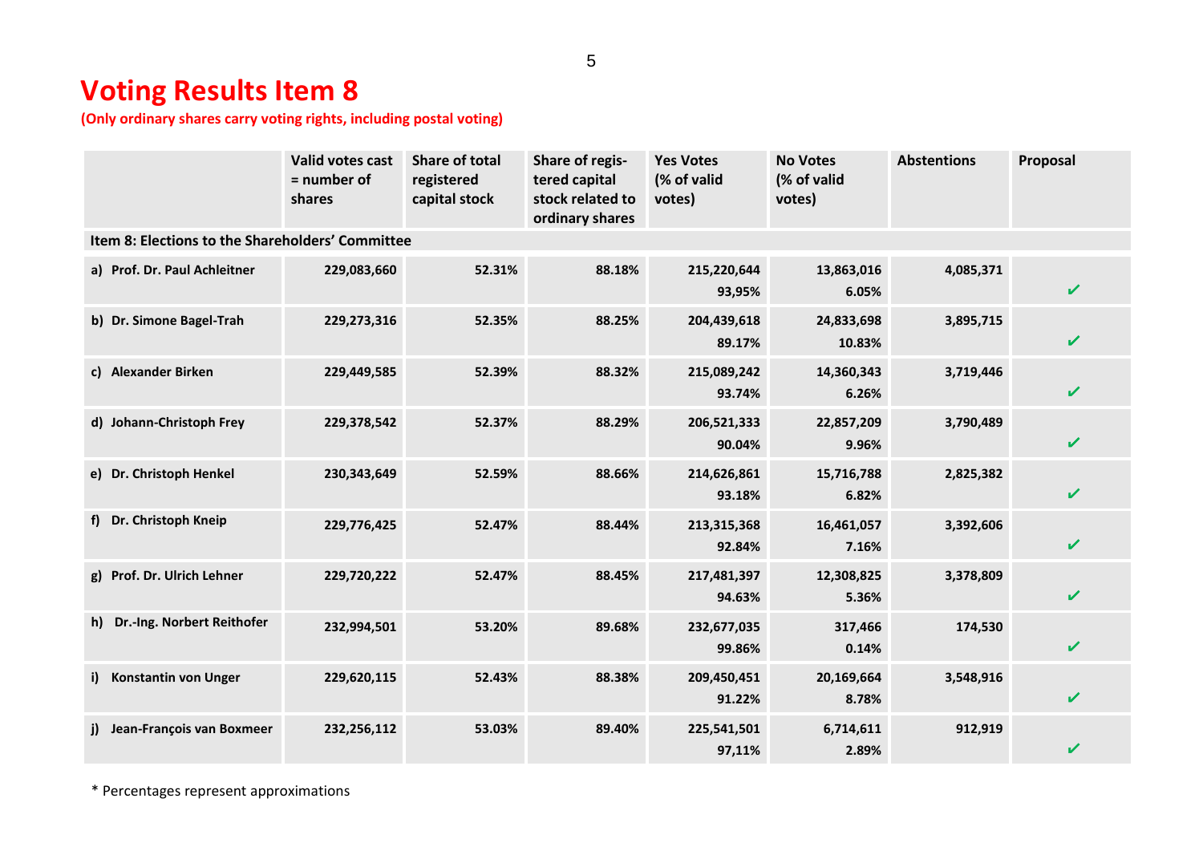# Voting Results Item 8

**(Only ordinary shares carry voting rights, including postal voting)**

| | Valid votes cast = number of shares | Share of total registered capital stock | Share of registered capital stock related to ordinary shares | Yes Votes (% of valid votes) | No Votes (% of valid votes) | Abstentions | Proposal |
|---|---|---|---|---|---|---|---|
| **Item 8: Elections to the Shareholders' Committee** | | | | | | | |
| **a) Prof. Dr. Paul Achleitner** | **229,083,660** | **52.31%** | **88.18%** | **215,220,644**<br>**93,95%** | **13,863,016**<br>**6.05%** | **4,085,371** | ✔ |
| **b) Dr. Simone Bagel-Trah** | **229,273,316** | **52.35%** | **88.25%** | **204,439,618**<br>**89.17%** | **24,833,698**<br>**10.83%** | **3,895,715** | ✔ |
| **c) Alexander Birken** | **229,449,585** | **52.39%** | **88.32%** | **215,089,242**<br>**93.74%** | **14,360,343**<br>**6.26%** | **3,719,446** | ✔ |
| **d) Johann-Christoph Frey** | **229,378,542** | **52.37%** | **88.29%** | **206,521,333**<br>**90.04%** | **22,857,209**<br>**9.96%** | **3,790,489** | ✔ |
| **e) Dr. Christoph Henkel** | **230,343,649** | **52.59%** | **88.66%** | **214,626,861**<br>**93.18%** | **15,716,788**<br>**6.82%** | **2,825,382** | ✔ |
| **f) Dr. Christoph Kneip** | **229,776,425** | **52.47%** | **88.44%** | **213,315,368**<br>**92.84%** | **16,461,057**<br>**7.16%** | **3,392,606** | ✔ |
| **g) Prof. Dr. Ulrich Lehner** | **229,720,222** | **52.47%** | **88.45%** | **217,481,397**<br>**94.63%** | **12,308,825**<br>**5.36%** | **3,378,809** | ✔ |
| **h) Dr.-Ing. Norbert Reithofer** | **232,994,501** | **53.20%** | **89.68%** | **232,677,035**<br>**99.86%** | **317,466**<br>**0.14%** | **174,530** | ✔ |
| **i) Konstantin von Unger** | **229,620,115** | **52.43%** | **88.38%** | **209,450,451**<br>**91.22%** | **20,169,664**<br>**8.78%** | **3,548,916** | ✔ |
| **j) Jean-François van Boxmeer** | **232,256,112** | **53.03%** | **89.40%** | **225,541,501**<br>**97,11%** | **6,714,611**<br>**2.89%** | **912,919** | ✔ |

\* Percentages represent approximations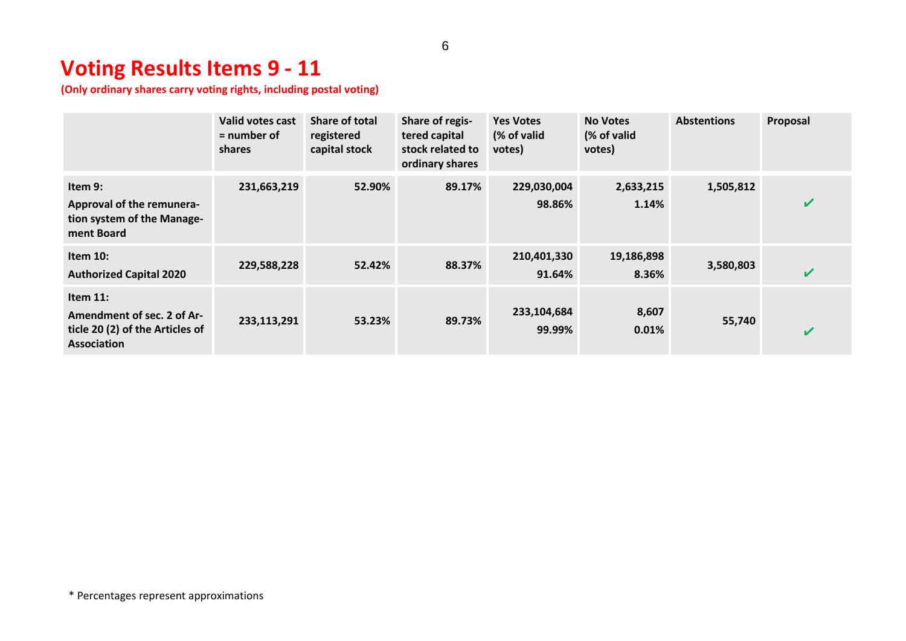# Voting Results Items 9 - 11

**(Only ordinary shares carry voting rights, including postal voting)**

| | Valid votes cast = number of shares | Share of total registered capital stock | Share of registered capital stock related to ordinary shares | Yes Votes (% of valid votes) | No Votes (% of valid votes) | Abstentions | Proposal |
|---|---|---|---|---|---|---|---|
| **Item 9:** **Approval of the remuneration system of the Management Board** | **231,663,219** | **52.90%** | **89.17%** | **229,030,004** **98.86%** | **2,633,215** **1.14%** | **1,505,812** | ✔ |
| **Item 10:** **Authorized Capital 2020** | **229,588,228** | **52.42%** | **88.37%** | **210,401,330** **91.64%** | **19,186,898** **8.36%** | **3,580,803** | ✔ |
| **Item 11:** **Amendment of sec. 2 of Article 20 (2) of the Articles of Association** | **233,113,291** | **53.23%** | **89.73%** | **233,104,684** **99.99%** | **8,607** **0.01%** | **55,740** | ✔ |

\* Percentages represent approximations